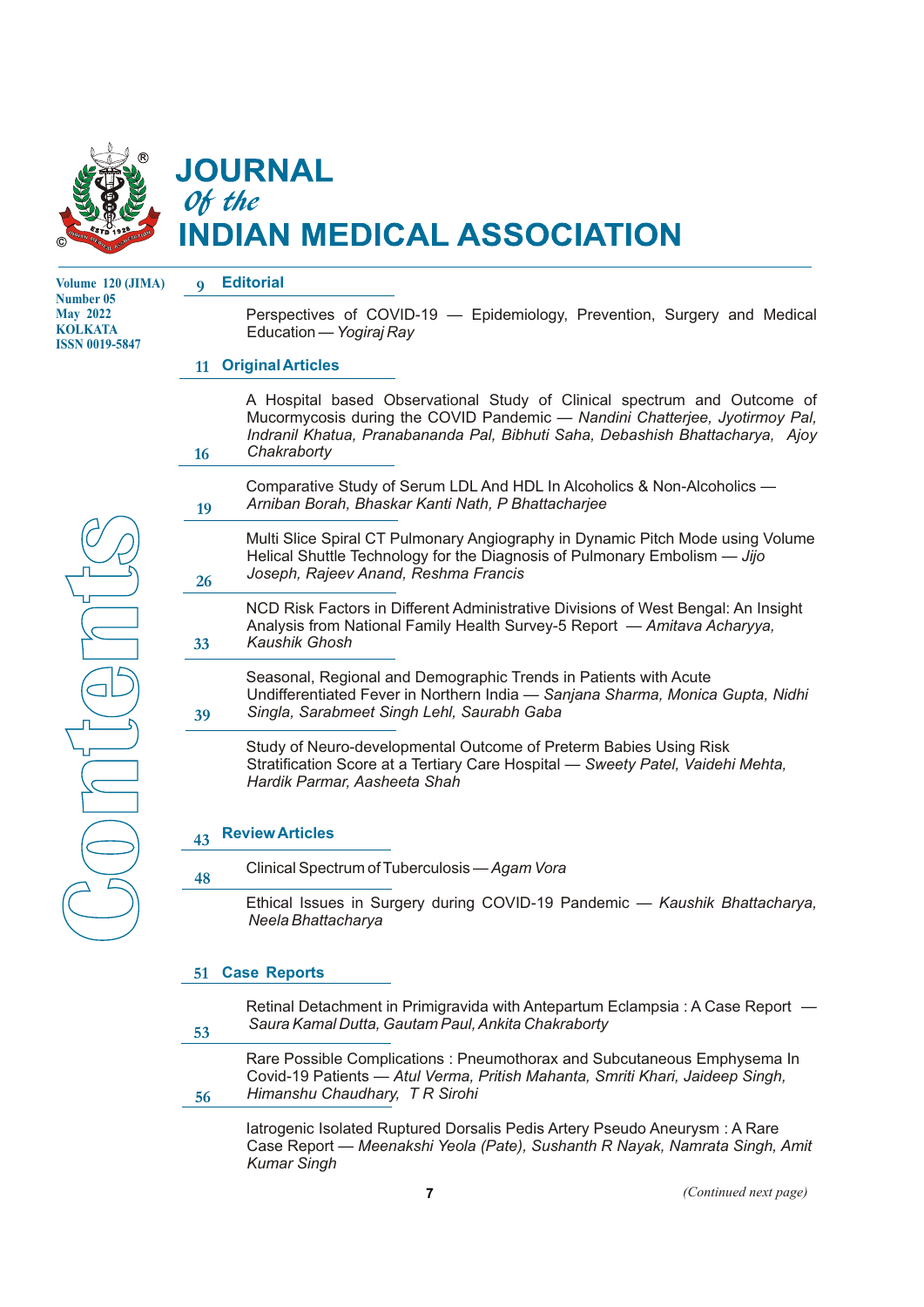# JOURNAL *Of the* INDIAN MEDICAL ASSOCIATION

Volume 120 (JIMA)
Number 05
May 2022
KOLKATA
ISSN 0019-5847

# Contents

## 9 Editorial

Perspectives of COVID-19 — Epidemiology, Prevention, Surgery and Medical Education — *Yogiraj Ray*

## 11 Original Articles

A Hospital based Observational Study of Clinical spectrum and Outcome of Mucormycosis during the COVID Pandemic — *Nandini Chatterjee, Jyotirmoy Pal, Indranil Khatua, Pranabananda Pal, Bibhuti Saha, Debashish Bhattacharya, Ajoy Chakraborty*

**16** Comparative Study of Serum LDL And HDL In Alcoholics & Non-Alcoholics — *Arniban Borah, Bhaskar Kanti Nath, P Bhattacharjee*

**19** Multi Slice Spiral CT Pulmonary Angiography in Dynamic Pitch Mode using Volume Helical Shuttle Technology for the Diagnosis of Pulmonary Embolism — *Jijo Joseph, Rajeev Anand, Reshma Francis*

**26** NCD Risk Factors in Different Administrative Divisions of West Bengal: An Insight Analysis from National Family Health Survey-5 Report — *Amitava Acharyya, Kaushik Ghosh*

**33** Seasonal, Regional and Demographic Trends in Patients with Acute Undifferentiated Fever in Northern India — *Sanjana Sharma, Monica Gupta, Nidhi Singla, Sarabmeet Singh Lehl, Saurabh Gaba*

**39** Study of Neuro-developmental Outcome of Preterm Babies Using Risk Stratification Score at a Tertiary Care Hospital — *Sweety Patel, Vaidehi Mehta, Hardik Parmar, Aasheeta Shah*

## 43 Review Articles

Clinical Spectrum of Tuberculosis — *Agam Vora*

**48** Ethical Issues in Surgery during COVID-19 Pandemic — *Kaushik Bhattacharya, Neela Bhattacharya*

## 51 Case Reports

Retinal Detachment in Primigravida with Antepartum Eclampsia : A Case Report — *Saura Kamal Dutta, Gautam Paul, Ankita Chakraborty*

**53** Rare Possible Complications : Pneumothorax and Subcutaneous Emphysema In Covid-19 Patients — *Atul Verma, Pritish Mahanta, Smriti Khari, Jaideep Singh, Himanshu Chaudhary, T R Sirohi*

**56** Iatrogenic Isolated Ruptured Dorsalis Pedis Artery Pseudo Aneurysm : A Rare Case Report — *Meenakshi Yeola (Pate), Sushanth R Nayak, Namrata Singh, Amit Kumar Singh*

*(Continued next page)*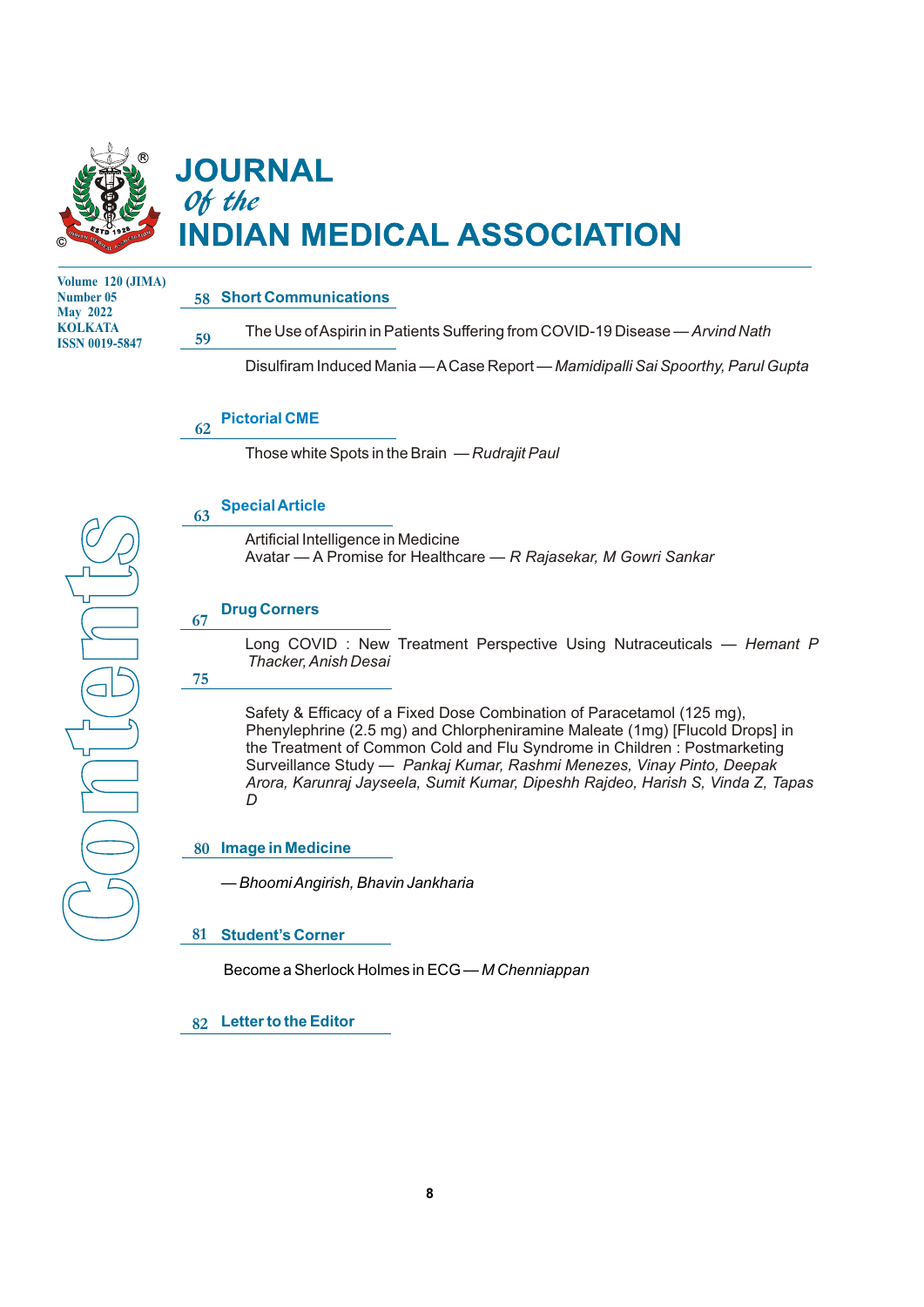# JOURNAL *Of the* INDIAN MEDICAL ASSOCIATION

Volume 120 (JIMA)
Number 05
May 2022
KOLKATA
ISSN 0019-5847

# Contents

**58 Short Communications**

59 The Use of Aspirin in Patients Suffering from COVID-19 Disease — *Arvind Nath*

Disulfiram Induced Mania — A Case Report — *Mamidipalli Sai Spoorthy, Parul Gupta*

**62 Pictorial CME**

Those white Spots in the Brain — *Rudrajit Paul*

**63 Special Article**

Artificial Intelligence in Medicine
Avatar — A Promise for Healthcare — *R Rajasekar, M Gowri Sankar*

**67 Drug Corners**

Long COVID : New Treatment Perspective Using Nutraceuticals — *Hemant P Thacker, Anish Desai*

75 Safety & Efficacy of a Fixed Dose Combination of Paracetamol (125 mg), Phenylephrine (2.5 mg) and Chlorpheniramine Maleate (1mg) [Flucold Drops] in the Treatment of Common Cold and Flu Syndrome in Children : Postmarketing Surveillance Study — *Pankaj Kumar, Rashmi Menezes, Vinay Pinto, Deepak Arora, Karunraj Jayseela, Sumit Kumar, Dipeshh Rajdeo, Harish S, Vinda Z, Tapas D*

**80 Image in Medicine**

— *Bhoomi Angirish, Bhavin Jankharia*

**81 Student's Corner**

Become a Sherlock Holmes in ECG — *M Chenniappan*

**82 Letter to the Editor**